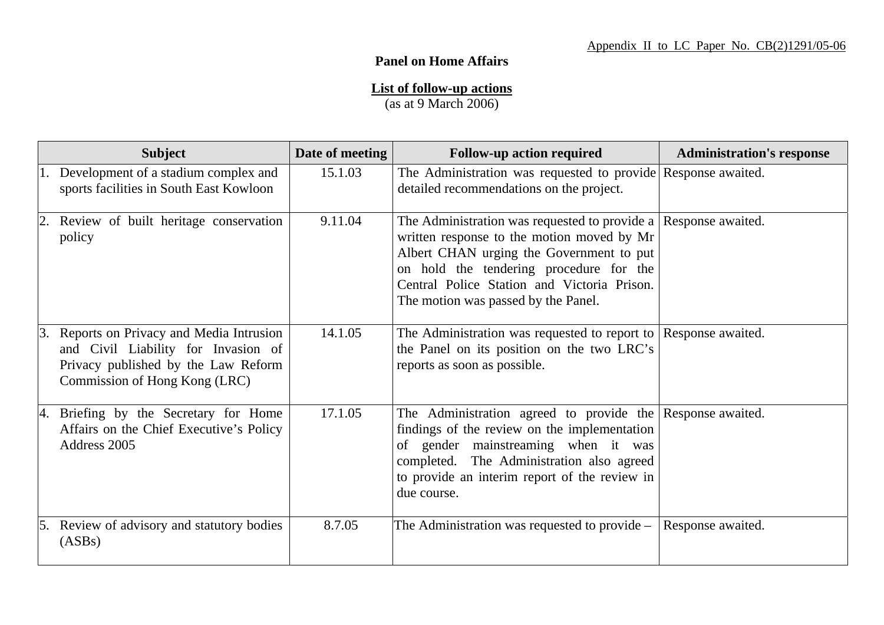Appendix II to LC Paper No. CB(2)1291/05-06

**Panel on Home Affairs**

**List of follow-up actions**
(as at 9 March 2006)

| Subject | Date of meeting | Follow-up action required | Administration's response |
|---|---|---|---|
| 1. Development of a stadium complex and sports facilities in South East Kowloon | 15.1.03 | The Administration was requested to provide detailed recommendations on the project. | Response awaited. |
| 2. Review of built heritage conservation policy | 9.11.04 | The Administration was requested to provide a written response to the motion moved by Mr Albert CHAN urging the Government to put on hold the tendering procedure for the Central Police Station and Victoria Prison. The motion was passed by the Panel. | Response awaited. |
| 3. Reports on Privacy and Media Intrusion and Civil Liability for Invasion of Privacy published by the Law Reform Commission of Hong Kong (LRC) | 14.1.05 | The Administration was requested to report to the Panel on its position on the two LRC's reports as soon as possible. | Response awaited. |
| 4. Briefing by the Secretary for Home Affairs on the Chief Executive's Policy Address 2005 | 17.1.05 | The Administration agreed to provide the findings of the review on the implementation of gender mainstreaming when it was completed. The Administration also agreed to provide an interim report of the review in due course. | Response awaited. |
| 5. Review of advisory and statutory bodies (ASBs) | 8.7.05 | The Administration was requested to provide – | Response awaited. |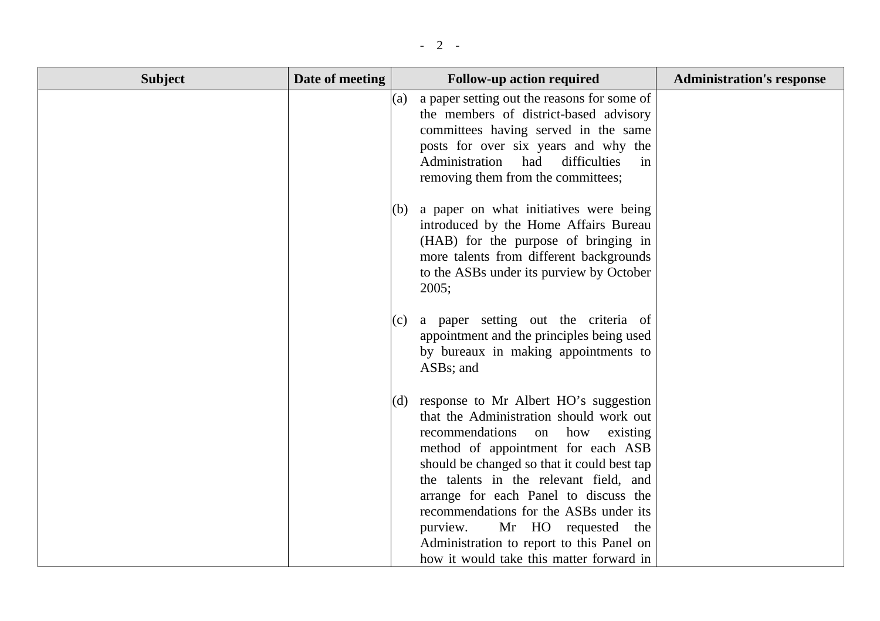| Subject | Date of meeting | Follow-up action required | Administration's response |
|---|---|---|---|
| | | (a) a paper setting out the reasons for some of the members of district-based advisory committees having served in the same posts for over six years and why the Administration had difficulties in removing them from the committees;<br><br>(b) a paper on what initiatives were being introduced by the Home Affairs Bureau (HAB) for the purpose of bringing in more talents from different backgrounds to the ASBs under its purview by October 2005;<br><br>(c) a paper setting out the criteria of appointment and the principles being used by bureaux in making appointments to ASBs; and<br><br>(d) response to Mr Albert HO's suggestion that the Administration should work out recommendations on how existing method of appointment for each ASB should be changed so that it could best tap the talents in the relevant field, and arrange for each Panel to discuss the recommendations for the ASBs under its purview. Mr HO requested the Administration to report to this Panel on how it would take this matter forward in | |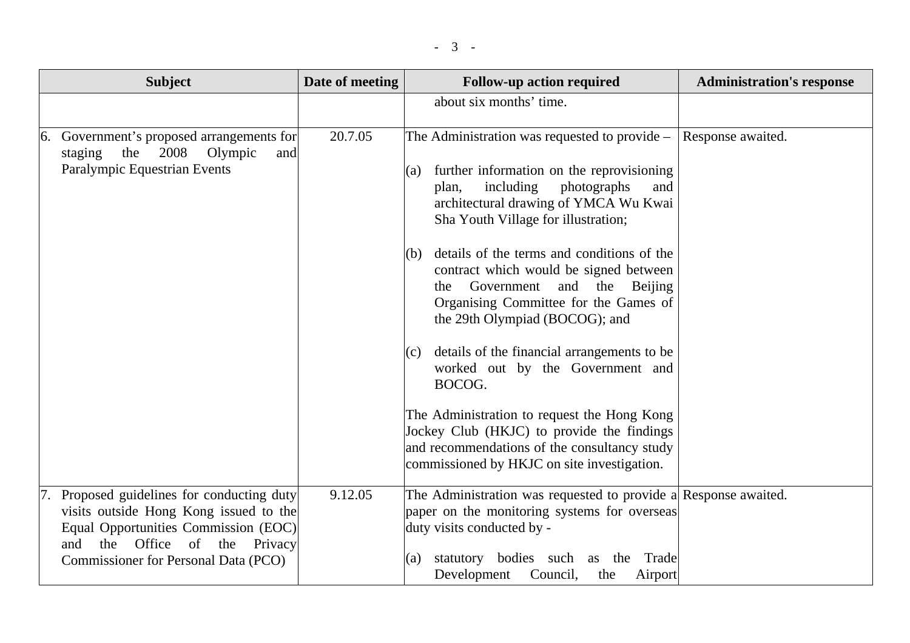| Subject | Date of meeting | Follow-up action required | Administration's response |
|---|---|---|---|
| | | about six months' time. | |
| 6. Government's proposed arrangements for staging the 2008 Olympic and Paralympic Equestrian Events | 20.7.05 | The Administration was requested to provide –<br><br>(a) further information on the reprovisioning plan, including photographs and architectural drawing of YMCA Wu Kwai Sha Youth Village for illustration;<br><br>(b) details of the terms and conditions of the contract which would be signed between the Government and the Beijing Organising Committee for the Games of the 29th Olympiad (BOCOG); and<br><br>(c) details of the financial arrangements to be worked out by the Government and BOCOG.<br><br>The Administration to request the Hong Kong Jockey Club (HKJC) to provide the findings and recommendations of the consultancy study commissioned by HKJC on site investigation. | Response awaited. |
| 7. Proposed guidelines for conducting duty visits outside Hong Kong issued to the Equal Opportunities Commission (EOC) and the Office of the Privacy Commissioner for Personal Data (PCO) | 9.12.05 | The Administration was requested to provide a paper on the monitoring systems for overseas duty visits conducted by -<br><br>(a) statutory bodies such as the Trade Development Council, the Airport | Response awaited. |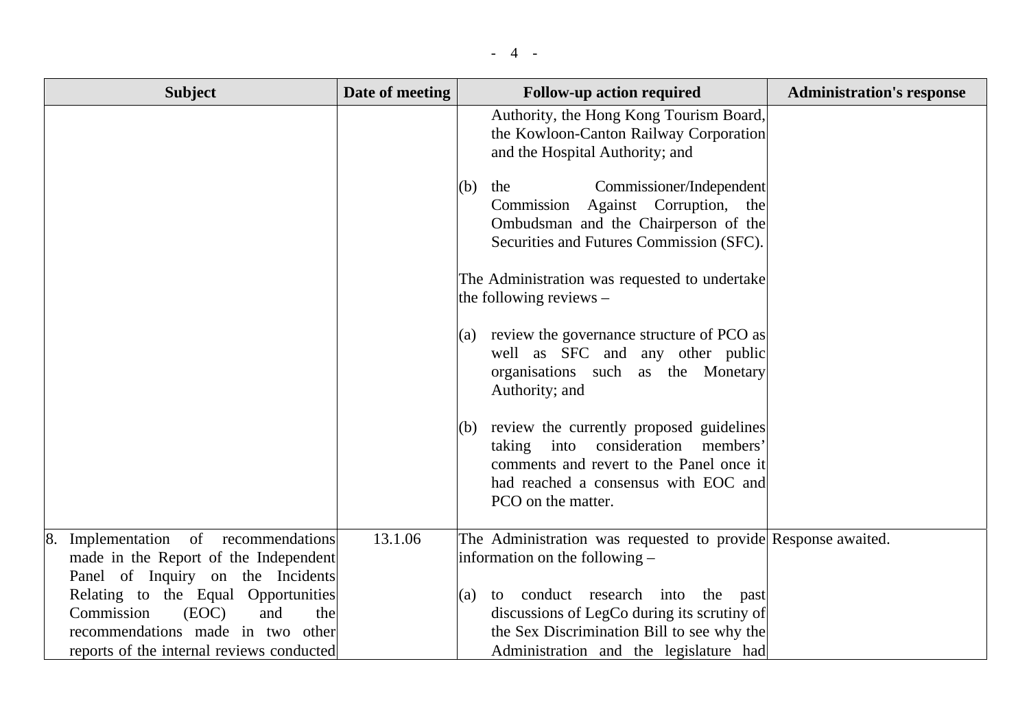| Subject | Date of meeting | Follow-up action required | Administration's response |
| --- | --- | --- | --- |
| | | Authority, the Hong Kong Tourism Board, the Kowloon-Canton Railway Corporation and the Hospital Authority; and<br><br>(b) the Commissioner/Independent Commission Against Corruption, the Ombudsman and the Chairperson of the Securities and Futures Commission (SFC).<br><br>The Administration was requested to undertake the following reviews –<br><br>(a) review the governance structure of PCO as well as SFC and any other public organisations such as the Monetary Authority; and<br><br>(b) review the currently proposed guidelines taking into consideration members' comments and revert to the Panel once it had reached a consensus with EOC and PCO on the matter. | |
| 8. Implementation of recommendations made in the Report of the Independent Panel of Inquiry on the Incidents Relating to the Equal Opportunities Commission (EOC) and the recommendations made in two other reports of the internal reviews conducted | 13.1.06 | The Administration was requested to provide information on the following –<br><br>(a) to conduct research into the past discussions of LegCo during its scrutiny of the Sex Discrimination Bill to see why the Administration and the legislature had | Response awaited. |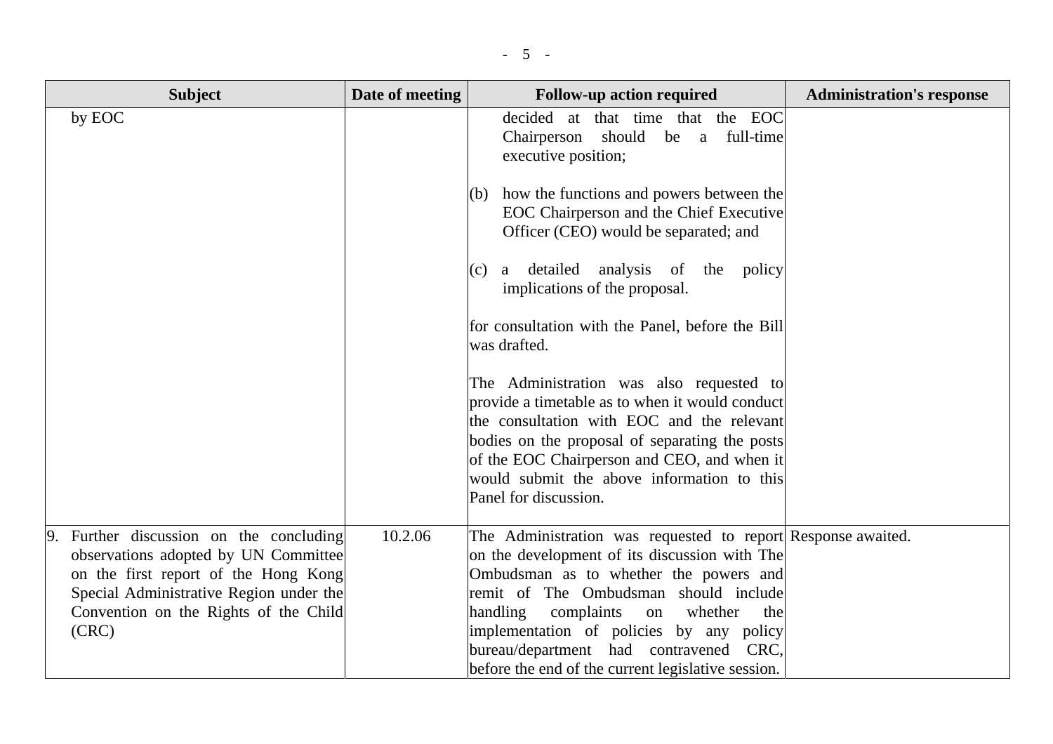| Subject | Date of meeting | Follow-up action required | Administration's response |
|---|---|---|---|
| by EOC | | decided at that time that the EOC Chairperson should be a full-time executive position;<br><br>(b) how the functions and powers between the EOC Chairperson and the Chief Executive Officer (CEO) would be separated; and<br><br>(c) a detailed analysis of the policy implications of the proposal.<br><br>for consultation with the Panel, before the Bill was drafted.<br><br>The Administration was also requested to provide a timetable as to when it would conduct the consultation with EOC and the relevant bodies on the proposal of separating the posts of the EOC Chairperson and CEO, and when it would submit the above information to this Panel for discussion. | |
| 9. Further discussion on the concluding observations adopted by UN Committee on the first report of the Hong Kong Special Administrative Region under the Convention on the Rights of the Child (CRC) | 10.2.06 | The Administration was requested to report on the development of its discussion with The Ombudsman as to whether the powers and remit of The Ombudsman should include handling complaints on whether the implementation of policies by any policy bureau/department had contravened CRC, before the end of the current legislative session. | Response awaited. |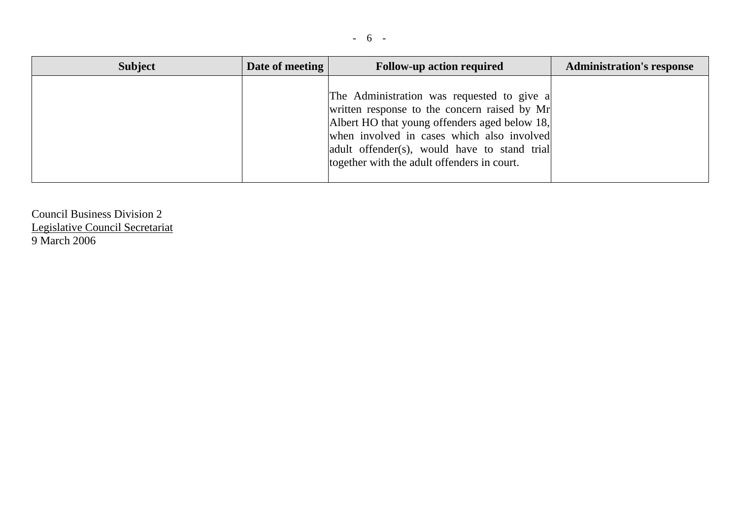| Subject | Date of meeting | Follow-up action required | Administration's response |
| --- | --- | --- | --- |
| | | The Administration was requested to give a written response to the concern raised by Mr Albert HO that young offenders aged below 18, when involved in cases which also involved adult offender(s), would have to stand trial together with the adult offenders in court. | |

Council Business Division 2
Legislative Council Secretariat
9 March 2006